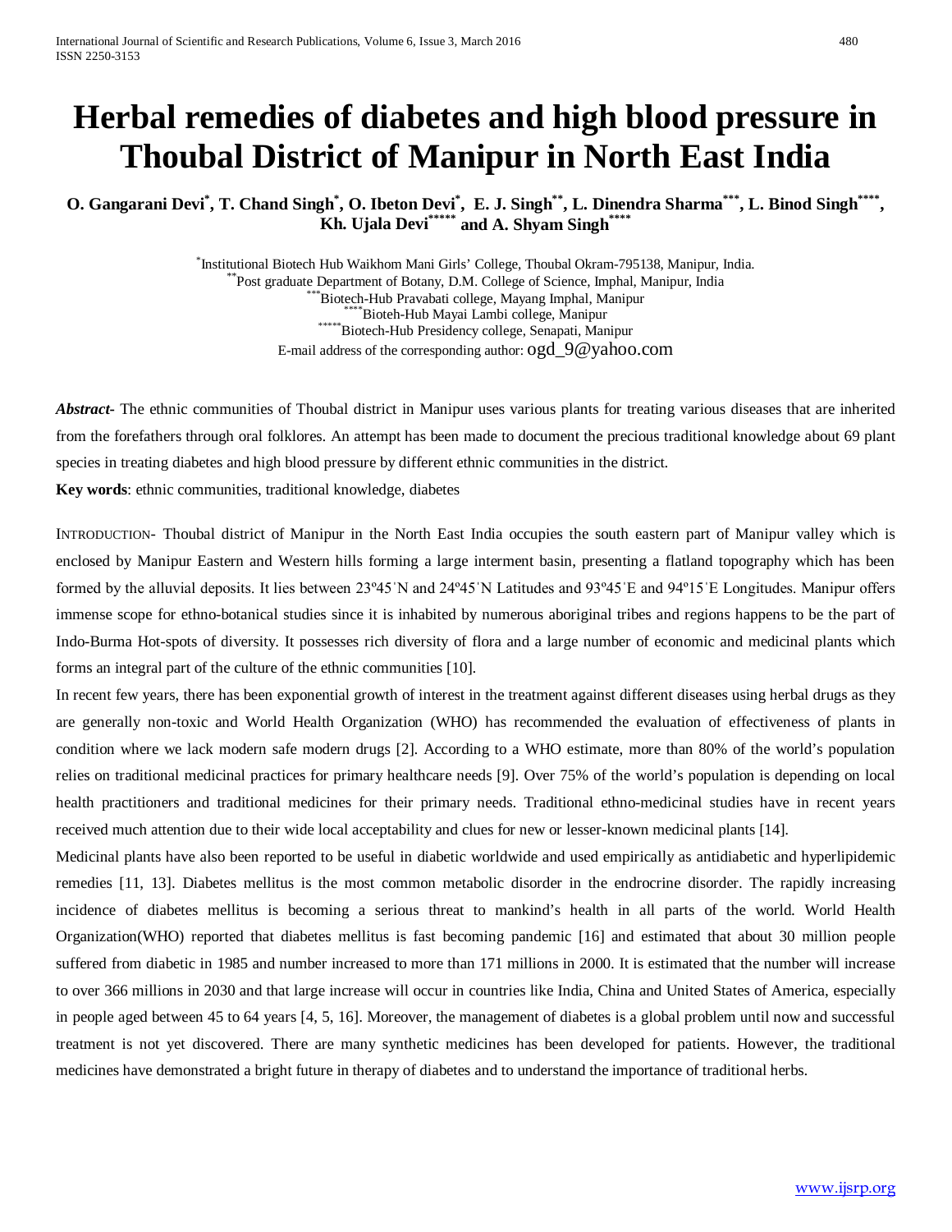# Herbal remedies of diabetes and high blood pressure in Thoubal District of Manipur in North East India

**O. Gangarani Devi[*], T. Chand Singh[*], O. Ibeton Devi[*], E. J. Singh[**], L. Dinendra Sharma[***], L. Binod Singh[****], Kh. Ujala Devi[*****] and A. Shyam Singh[****]**

[*]Institutional Biotech Hub Waikhom Mani Girls' College, Thoubal Okram-795138, Manipur, India.
[**]Post graduate Department of Botany, D.M. College of Science, Imphal, Manipur, India
[***]Biotech-Hub Pravabati college, Mayang Imphal, Manipur
[****]Bioteh-Hub Mayai Lambi college, Manipur
[*****]Biotech-Hub Presidency college, Senapati, Manipur
E-mail address of the corresponding author: ogd_9@yahoo.com

***Abstract***- The ethnic communities of Thoubal district in Manipur uses various plants for treating various diseases that are inherited from the forefathers through oral folklores. An attempt has been made to document the precious traditional knowledge about 69 plant species in treating diabetes and high blood pressure by different ethnic communities in the district.

**Key words**: ethnic communities, traditional knowledge, diabetes

INTRODUCTION- Thoubal district of Manipur in the North East India occupies the south eastern part of Manipur valley which is enclosed by Manipur Eastern and Western hills forming a large interment basin, presenting a flatland topography which has been formed by the alluvial deposits. It lies between 23º45΄N and 24º45΄N Latitudes and 93º45΄E and 94º15΄E Longitudes. Manipur offers immense scope for ethno-botanical studies since it is inhabited by numerous aboriginal tribes and regions happens to be the part of Indo-Burma Hot-spots of diversity. It possesses rich diversity of flora and a large number of economic and medicinal plants which forms an integral part of the culture of the ethnic communities [10].

In recent few years, there has been exponential growth of interest in the treatment against different diseases using herbal drugs as they are generally non-toxic and World Health Organization (WHO) has recommended the evaluation of effectiveness of plants in condition where we lack modern safe modern drugs [2]. According to a WHO estimate, more than 80% of the world's population relies on traditional medicinal practices for primary healthcare needs [9]. Over 75% of the world's population is depending on local health practitioners and traditional medicines for their primary needs. Traditional ethno-medicinal studies have in recent years received much attention due to their wide local acceptability and clues for new or lesser-known medicinal plants [14].

Medicinal plants have also been reported to be useful in diabetic worldwide and used empirically as antidiabetic and hyperlipidemic remedies [11, 13]. Diabetes mellitus is the most common metabolic disorder in the endrocrine disorder. The rapidly increasing incidence of diabetes mellitus is becoming a serious threat to mankind's health in all parts of the world. World Health Organization(WHO) reported that diabetes mellitus is fast becoming pandemic [16] and estimated that about 30 million people suffered from diabetic in 1985 and number increased to more than 171 millions in 2000. It is estimated that the number will increase to over 366 millions in 2030 and that large increase will occur in countries like India, China and United States of America, especially in people aged between 45 to 64 years [4, 5, 16]. Moreover, the management of diabetes is a global problem until now and successful treatment is not yet discovered. There are many synthetic medicines has been developed for patients. However, the traditional medicines have demonstrated a bright future in therapy of diabetes and to understand the importance of traditional herbs.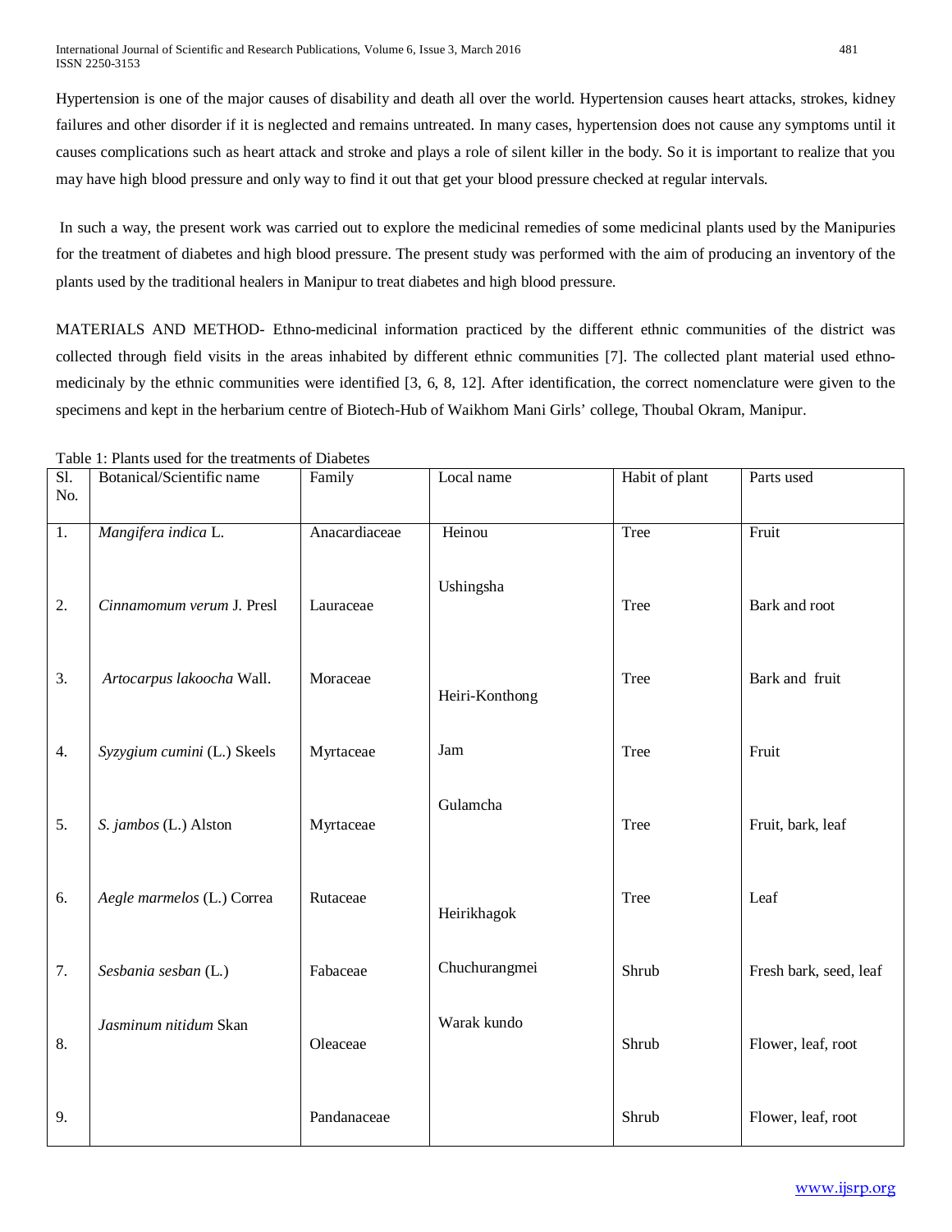Hypertension is one of the major causes of disability and death all over the world. Hypertension causes heart attacks, strokes, kidney failures and other disorder if it is neglected and remains untreated. In many cases, hypertension does not cause any symptoms until it causes complications such as heart attack and stroke and plays a role of silent killer in the body. So it is important to realize that you may have high blood pressure and only way to find it out that get your blood pressure checked at regular intervals.

In such a way, the present work was carried out to explore the medicinal remedies of some medicinal plants used by the Manipuries for the treatment of diabetes and high blood pressure. The present study was performed with the aim of producing an inventory of the plants used by the traditional healers in Manipur to treat diabetes and high blood pressure.

MATERIALS AND METHOD- Ethno-medicinal information practiced by the different ethnic communities of the district was collected through field visits in the areas inhabited by different ethnic communities [7]. The collected plant material used ethno-medicinaly by the ethnic communities were identified [3, 6, 8, 12]. After identification, the correct nomenclature were given to the specimens and kept in the herbarium centre of Biotech-Hub of Waikhom Mani Girls' college, Thoubal Okram, Manipur.

Table 1: Plants used for the treatments of Diabetes

| Sl. No. | Botanical/Scientific name | Family | Local name | Habit of plant | Parts used |
|---|---|---|---|---|---|
| 1. | *Mangifera indica* L. | Anacardiaceae | Heinou | Tree | Fruit |
| 2. | *Cinnamomum verum* J. Presl | Lauraceae | Ushingsha | Tree | Bark and root |
| 3. | *Artocarpus lakoocha* Wall. | Moraceae | Heiri-Konthong | Tree | Bark and fruit |
| 4. | *Syzygium cumini* (L.) Skeels | Myrtaceae | Jam | Tree | Fruit |
| 5. | *S. jambos* (L.) Alston | Myrtaceae | Gulamcha | Tree | Fruit, bark, leaf |
| 6. | *Aegle marmelos* (L.) Correa | Rutaceae | Heirikhagok | Tree | Leaf |
| 7. | *Sesbania sesban* (L.) | Fabaceae | Chuchurangmei | Shrub | Fresh bark, seed, leaf |
| 8. | *Jasminum nitidum* Skan | Oleaceae | Warak kundo | Shrub | Flower, leaf, root |
| 9. | | Pandanaceae | | Shrub | Flower, leaf, root |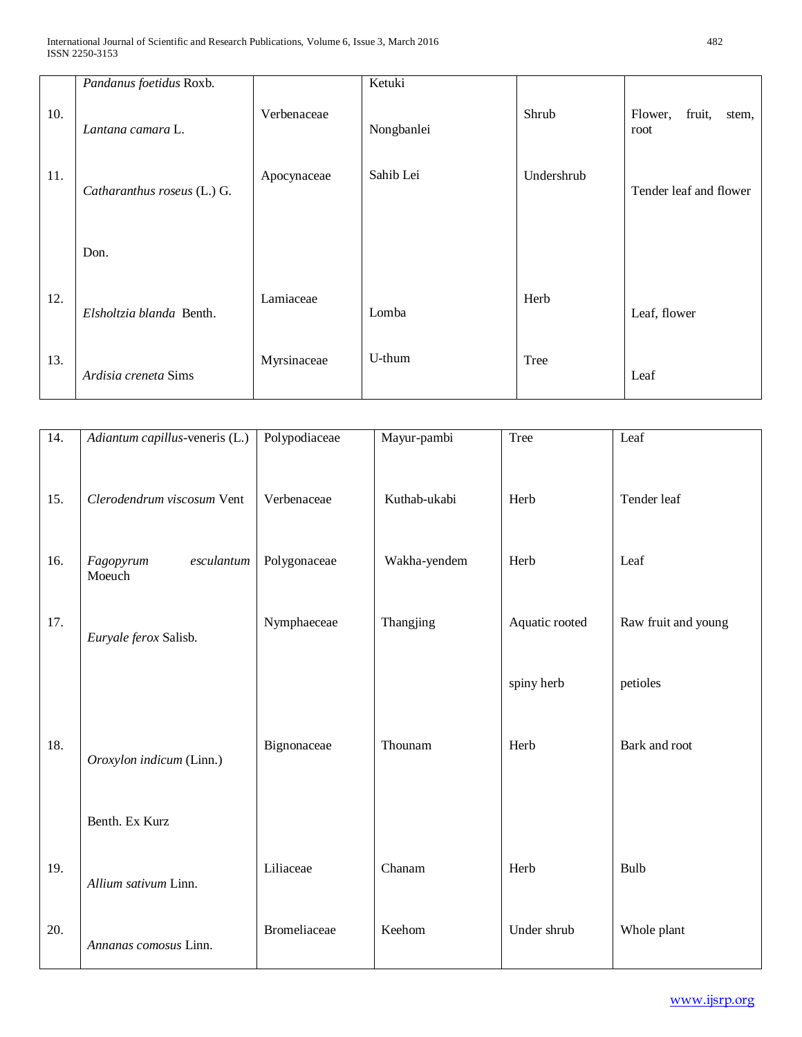| | | | | | |
|---|---|---|---|---|---|
| | *Pandanus foetidus* Roxb. | | Ketuki | | |
| 10. | *Lantana camara* L. | Verbenaceae | Nongbanlei | Shrub | Flower, fruit, stem, root |
| 11. | *Catharanthus roseus* (L.) G. Don. | Apocynaceae | Sahib Lei | Undershrub | Tender leaf and flower |
| 12. | *Elsholtzia blanda* Benth. | Lamiaceae | Lomba | Herb | Leaf, flower |
| 13. | *Ardisia creneta* Sims | Myrsinaceae | U-thum | Tree | Leaf |
| 14. | *Adiantum capillus*-veneris (L.) | Polypodiaceae | Mayur-pambi | Tree | Leaf |
| 15. | *Clerodendrum viscosum* Vent | Verbenaceae | Kuthab-ukabi | Herb | Tender leaf |
| 16. | *Fagopyrum esculantum* Moeuch | Polygonaceae | Wakha-yendem | Herb | Leaf |
| 17. | *Euryale ferox* Salisb. | Nymphaeceae | Thangjing | Aquatic rooted spiny herb | Raw fruit and young petioles |
| 18. | *Oroxylon indicum* (Linn.) Benth. Ex Kurz | Bignonaceae | Thounam | Herb | Bark and root |
| 19. | *Allium sativum* Linn. | Liliaceae | Chanam | Herb | Bulb |
| 20. | *Annanas comosus* Linn. | Bromeliaceae | Keehom | Under shrub | Whole plant |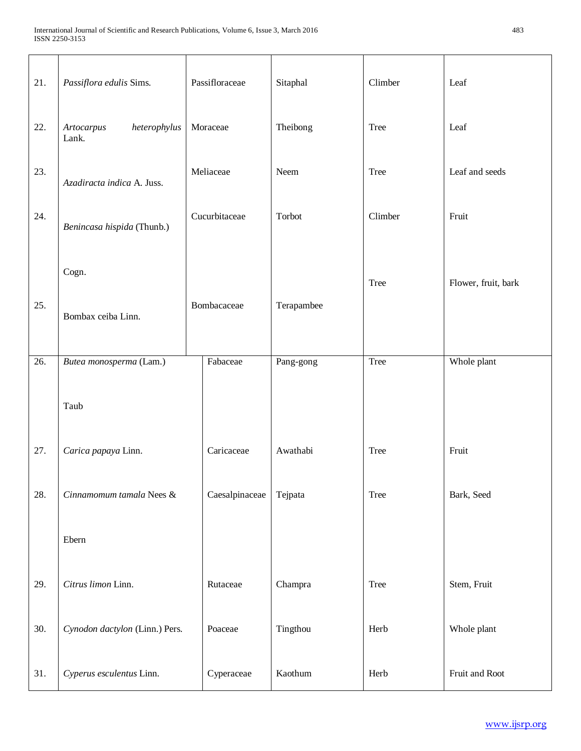| | | | | | |
|---|---|---|---|---|---|
| 21. | *Passiflora edulis* Sims. | Passifloraceae | Sitaphal | Climber | Leaf |
| 22. | *Artocarpus heterophylus* Lank. | Moraceae | Theibong | Tree | Leaf |
| 23. | *Azadiracta indica* A. Juss. | Meliaceae | Neem | Tree | Leaf and seeds |
| 24. | *Benincasa hispida* (Thunb.) Cogn. | Cucurbitaceae | Torbot | Climber | Fruit |
| 25. | Bombax ceiba Linn. | Bombacaceae | Terapambee | Tree | Flower, fruit, bark |
| 26. | *Butea monosperma* (Lam.) Taub | Fabaceae | Pang-gong | Tree | Whole plant |
| 27. | *Carica papaya* Linn. | Caricaceae | Awathabi | Tree | Fruit |
| 28. | *Cinnamomum tamala* Nees & Ebern | Caesalpinaceae | Tejpata | Tree | Bark, Seed |
| 29. | *Citrus limon* Linn. | Rutaceae | Champra | Tree | Stem, Fruit |
| 30. | *Cynodon dactylon* (Linn.) Pers. | Poaceae | Tingthou | Herb | Whole plant |
| 31. | *Cyperus esculentus* Linn. | Cyperaceae | Kaothum | Herb | Fruit and Root |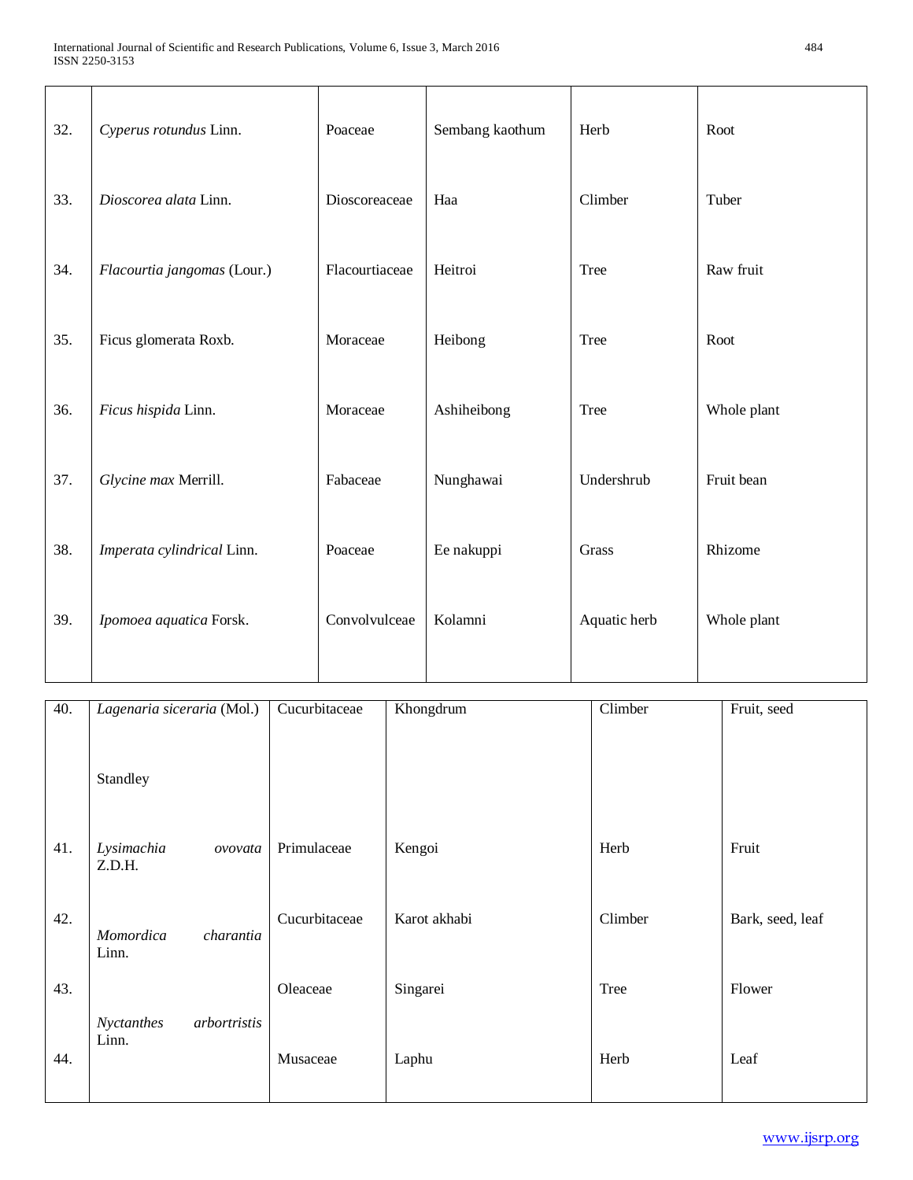| 32. | *Cyperus rotundus* Linn. | Poaceae | Sembang kaothum | Herb | Root |
|---|---|---|---|---|---|
| 33. | *Dioscorea alata* Linn. | Dioscoreaceae | Haa | Climber | Tuber |
| 34. | *Flacourtia jangomas* (Lour.) | Flacourtiaceae | Heitroi | Tree | Raw fruit |
| 35. | Ficus glomerata Roxb. | Moraceae | Heibong | Tree | Root |
| 36. | *Ficus hispida* Linn. | Moraceae | Ashiheibong | Tree | Whole plant |
| 37. | *Glycine max* Merrill. | Fabaceae | Nunghawai | Undershrub | Fruit bean |
| 38. | *Imperata cylindrical* Linn. | Poaceae | Ee nakuppi | Grass | Rhizome |
| 39. | *Ipomoea aquatica* Forsk. | Convolvulceae | Kolamni | Aquatic herb | Whole plant |
| 40. | *Lagenaria siceraria* (Mol.) Standley | Cucurbitaceae | Khongdrum | Climber | Fruit, seed |
| 41. | *Lysimachia ovovata* Z.D.H. | Primulaceae | Kengoi | Herb | Fruit |
| 42. | *Momordica charantia* Linn. | Cucurbitaceae | Karot akhabi | Climber | Bark, seed, leaf |
| 43. | *Nyctanthes arbortristis* Linn. | Oleaceae | Singarei | Tree | Flower |
| 44. | | Musaceae | Laphu | Herb | Leaf |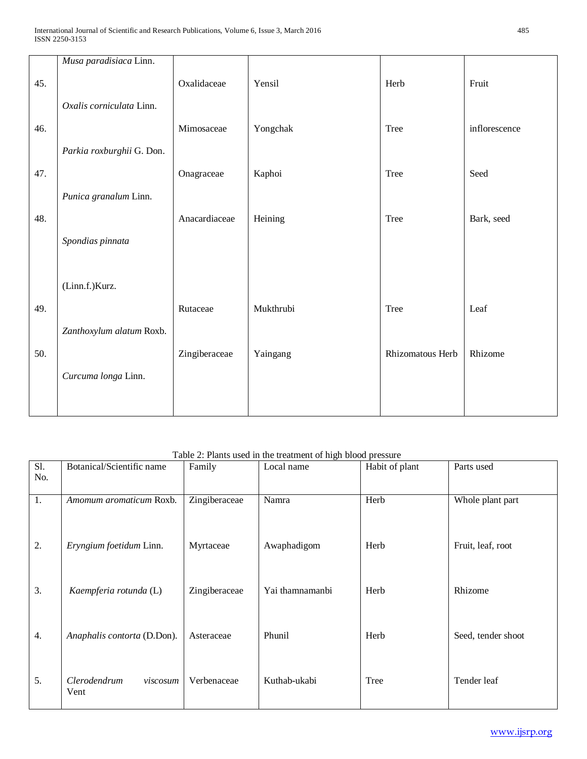|  |  |  |  |  |  |
|---|---|---|---|---|---|
|  | *Musa paradisiaca* Linn. |  |  |  |  |
| 45. | *Oxalis corniculata* Linn. | Oxalidaceae | Yensil | Herb | Fruit |
| 46. | *Parkia roxburghii* G. Don. | Mimosaceae | Yongchak | Tree | inflorescence |
| 47. | *Punica granalum* Linn. | Onagraceae | Kaphoi | Tree | Seed |
| 48. | *Spondias pinnata* (Linn.f.)Kurz. | Anacardiaceae | Heining | Tree | Bark, seed |
| 49. | *Zanthoxylum alatum* Roxb. | Rutaceae | Mukthrubi | Tree | Leaf |
| 50. | *Curcuma longa* Linn. | Zingiberaceae | Yaingang | Rhizomatous Herb | Rhizome |

Table 2: Plants used in the treatment of high blood pressure

| Sl. No. | Botanical/Scientific name | Family | Local name | Habit of plant | Parts used |
|---|---|---|---|---|---|
| 1. | *Amomum aromaticum* Roxb. | Zingiberaceae | Namra | Herb | Whole plant part |
| 2. | *Eryngium foetidum* Linn. | Myrtaceae | Awaphadigom | Herb | Fruit, leaf, root |
| 3. | *Kaempferia rotunda* (L) | Zingiberaceae | Yai thamnamanbi | Herb | Rhizome |
| 4. | *Anaphalis contorta* (D.Don). | Asteraceae | Phunil | Herb | Seed, tender shoot |
| 5. | *Clerodendrum viscosum* Vent | Verbenaceae | Kuthab-ukabi | Tree | Tender leaf |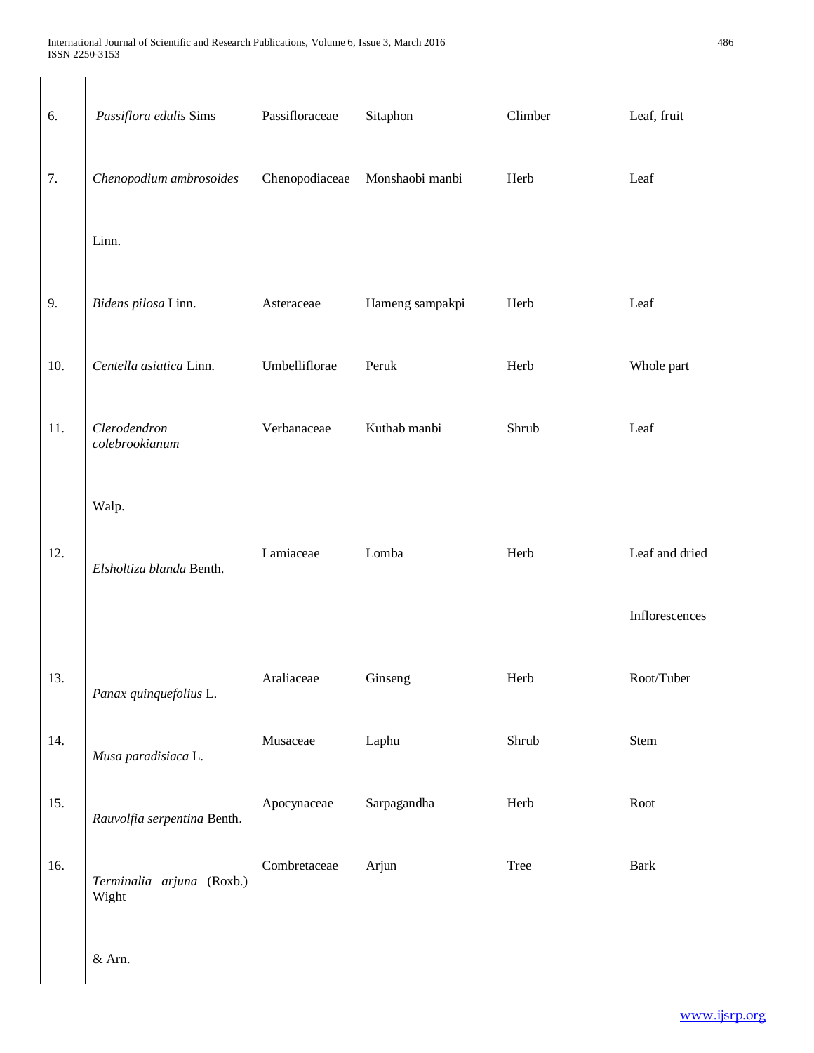| | | | | | |
|---|---|---|---|---|---|
| 6. | *Passiflora edulis* Sims | Passifloraceae | Sitaphon | Climber | Leaf, fruit |
| 7. | *Chenopodium ambrosoides* Linn. | Chenopodiaceae | Monshaobi manbi | Herb | Leaf |
| 9. | *Bidens pilosa* Linn. | Asteraceae | Hameng sampakpi | Herb | Leaf |
| 10. | *Centella asiatica* Linn. | Umbelliflorae | Peruk | Herb | Whole part |
| 11. | *Clerodendron colebrookianum* Walp. | Verbanaceae | Kuthab manbi | Shrub | Leaf |
| 12. | *Elsholtiza blanda* Benth. | Lamiaceae | Lomba | Herb | Leaf and dried Inflorescences |
| 13. | *Panax quinquefolius* L. | Araliaceae | Ginseng | Herb | Root/Tuber |
| 14. | *Musa paradisiaca* L. | Musaceae | Laphu | Shrub | Stem |
| 15. | *Rauvolfia serpentina* Benth. | Apocynaceae | Sarpagandha | Herb | Root |
| 16. | *Terminalia arjuna* (Roxb.) Wight & Arn. | Combretaceae | Arjun | Tree | Bark |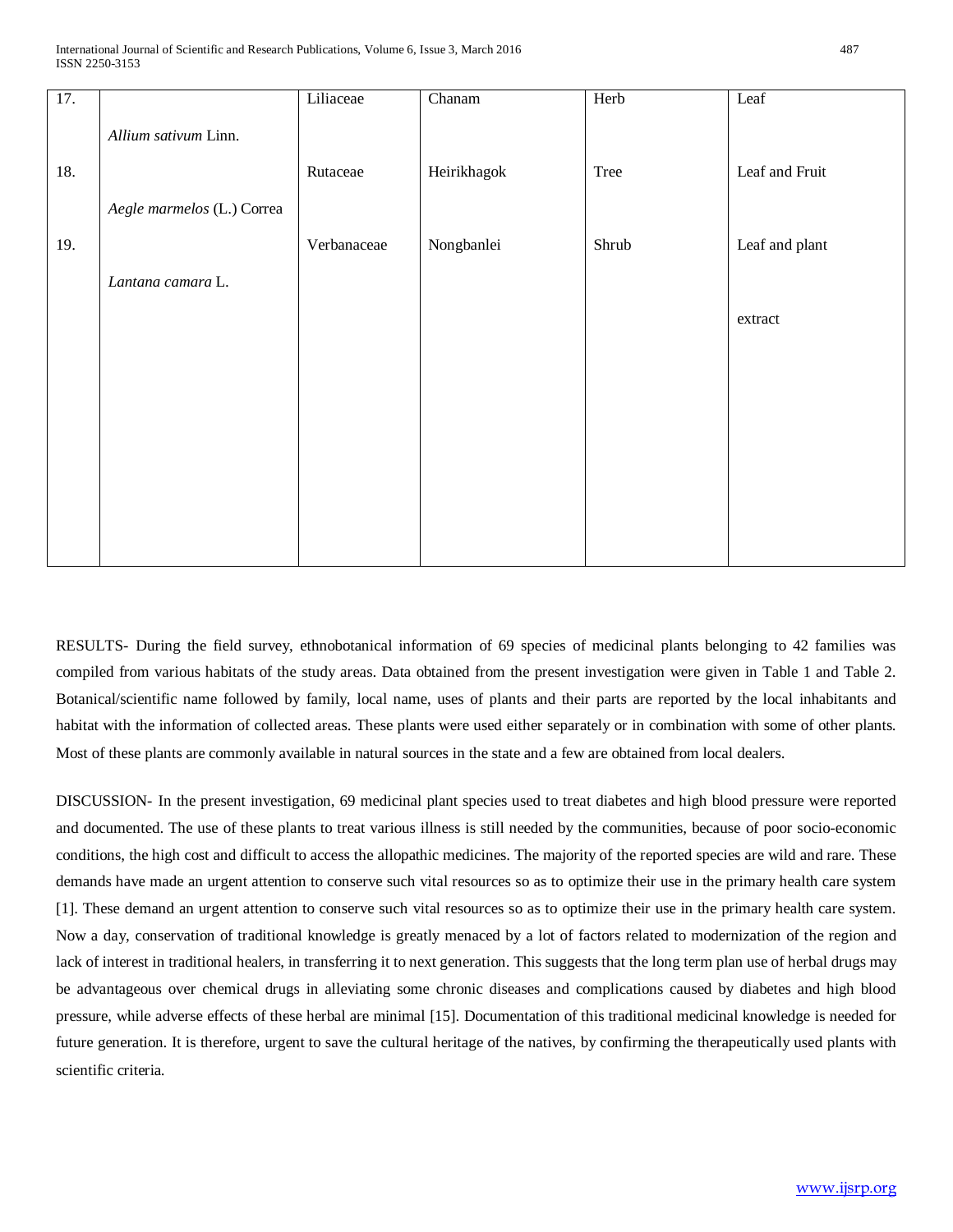| 17. | *Allium sativum* Linn. | Liliaceae | Chanam | Herb | Leaf |
|---|---|---|---|---|---|
| 18. | *Aegle marmelos* (L.) Correa | Rutaceae | Heirikhagok | Tree | Leaf and Fruit |
| 19. | *Lantana camara* L. | Verbanaceae | Nongbanlei | Shrub | Leaf and plant extract |

RESULTS- During the field survey, ethnobotanical information of 69 species of medicinal plants belonging to 42 families was compiled from various habitats of the study areas. Data obtained from the present investigation were given in Table 1 and Table 2. Botanical/scientific name followed by family, local name, uses of plants and their parts are reported by the local inhabitants and habitat with the information of collected areas. These plants were used either separately or in combination with some of other plants. Most of these plants are commonly available in natural sources in the state and a few are obtained from local dealers.

DISCUSSION- In the present investigation, 69 medicinal plant species used to treat diabetes and high blood pressure were reported and documented. The use of these plants to treat various illness is still needed by the communities, because of poor socio-economic conditions, the high cost and difficult to access the allopathic medicines. The majority of the reported species are wild and rare. These demands have made an urgent attention to conserve such vital resources so as to optimize their use in the primary health care system [1]. These demand an urgent attention to conserve such vital resources so as to optimize their use in the primary health care system. Now a day, conservation of traditional knowledge is greatly menaced by a lot of factors related to modernization of the region and lack of interest in traditional healers, in transferring it to next generation. This suggests that the long term plan use of herbal drugs may be advantageous over chemical drugs in alleviating some chronic diseases and complications caused by diabetes and high blood pressure, while adverse effects of these herbal are minimal [15]. Documentation of this traditional medicinal knowledge is needed for future generation. It is therefore, urgent to save the cultural heritage of the natives, by confirming the therapeutically used plants with scientific criteria.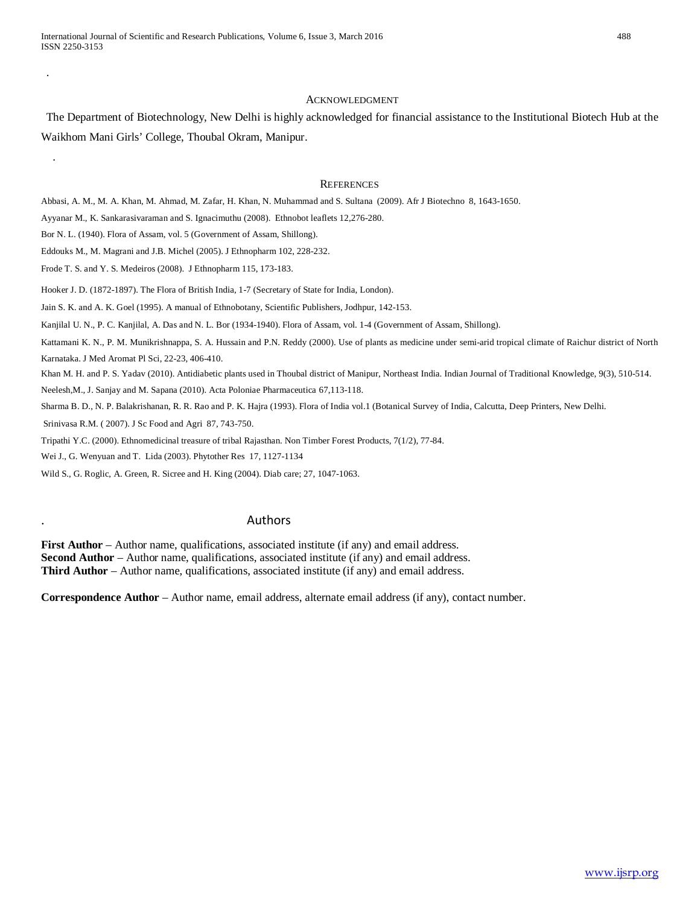## Acknowledgment

The Department of Biotechnology, New Delhi is highly acknowledged for financial assistance to the Institutional Biotech Hub at the Waikhom Mani Girls' College, Thoubal Okram, Manipur.

## References

Abbasi, A. M., M. A. Khan, M. Ahmad, M. Zafar, H. Khan, N. Muhammad and S. Sultana (2009). Afr J Biotechno 8, 1643-1650.

Ayyanar M., K. Sankarasivaraman and S. Ignacimuthu (2008). Ethnobot leaflets 12,276-280.

Bor N. L. (1940). Flora of Assam, vol. 5 (Government of Assam, Shillong).

Eddouks M., M. Magrani and J.B. Michel (2005). J Ethnopharm 102, 228-232.

Frode T. S. and Y. S. Medeiros (2008). J Ethnopharm 115, 173-183.

Hooker J. D. (1872-1897). The Flora of British India, 1-7 (Secretary of State for India, London).

Jain S. K. and A. K. Goel (1995). A manual of Ethnobotany, Scientific Publishers, Jodhpur, 142-153.

Kanjilal U. N., P. C. Kanjilal, A. Das and N. L. Bor (1934-1940). Flora of Assam, vol. 1-4 (Government of Assam, Shillong).

Kattamani K. N., P. M. Munikrishnappa, S. A. Hussain and P.N. Reddy (2000). Use of plants as medicine under semi-arid tropical climate of Raichur district of North Karnataka. J Med Aromat Pl Sci, 22-23, 406-410.

Khan M. H. and P. S. Yadav (2010). Antidiabetic plants used in Thoubal district of Manipur, Northeast India. Indian Journal of Traditional Knowledge, 9(3), 510-514.

Neelesh,M., J. Sanjay and M. Sapana (2010). Acta Poloniae Pharmaceutica 67,113-118.

Sharma B. D., N. P. Balakrishanan, R. R. Rao and P. K. Hajra (1993). Flora of India vol.1 (Botanical Survey of India, Calcutta, Deep Printers, New Delhi.

Srinivasa R.M. ( 2007). J Sc Food and Agri 87, 743-750.

Tripathi Y.C. (2000). Ethnomedicinal treasure of tribal Rajasthan. Non Timber Forest Products, 7(1/2), 77-84.

Wei J., G. Wenyuan and T. Lida (2003). Phytother Res 17, 1127-1134

Wild S., G. Roglic, A. Green, R. Sicree and H. King (2004). Diab care; 27, 1047-1063.

## Authors

**First Author** – Author name, qualifications, associated institute (if any) and email address.
**Second Author** – Author name, qualifications, associated institute (if any) and email address.
**Third Author** – Author name, qualifications, associated institute (if any) and email address.

**Correspondence Author** – Author name, email address, alternate email address (if any), contact number.